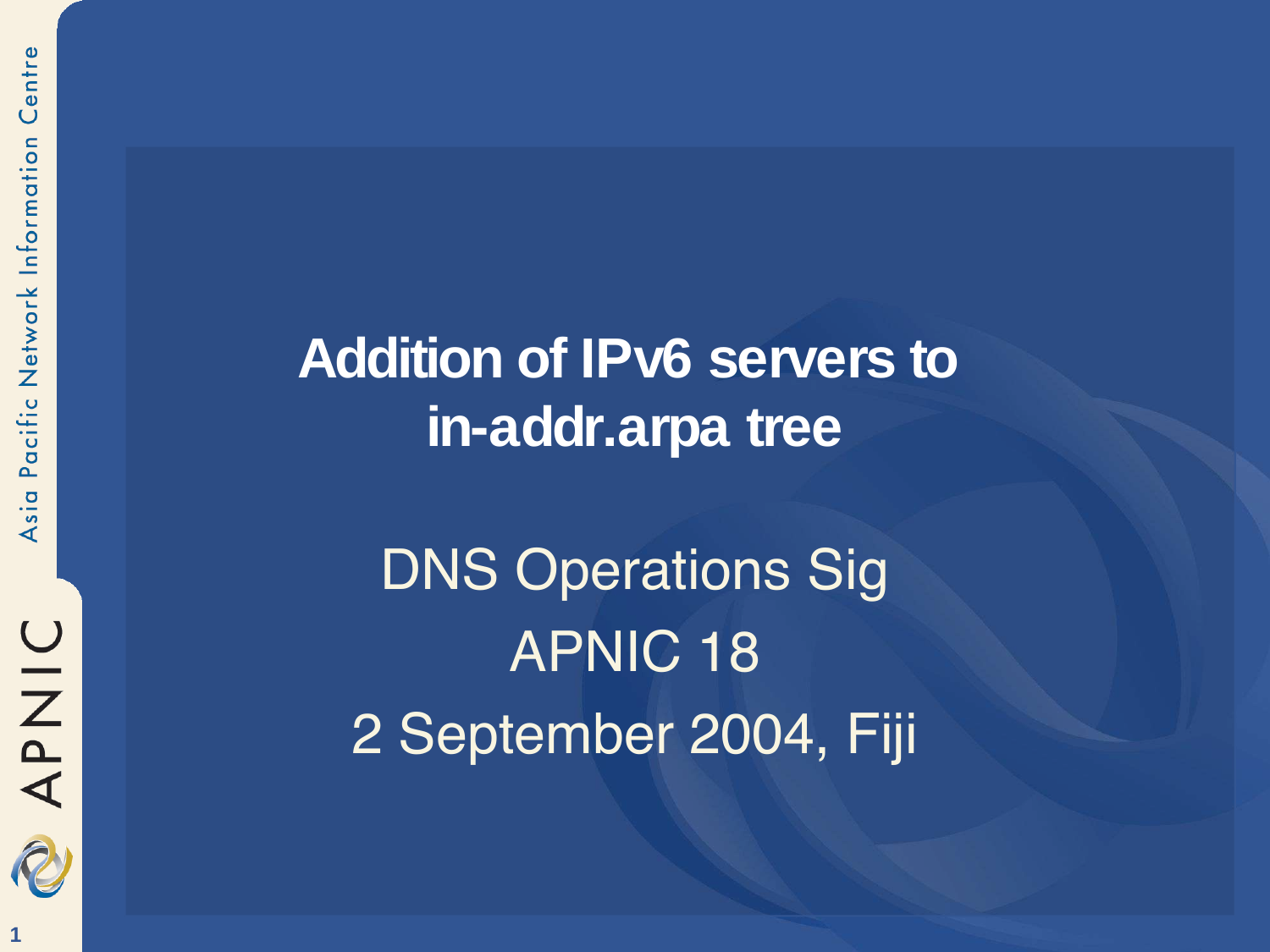# Addition of IPv6 servers to in-addr.arpa tree

DNS Operations Sig

APNIC 18

2 September 2004, Fiji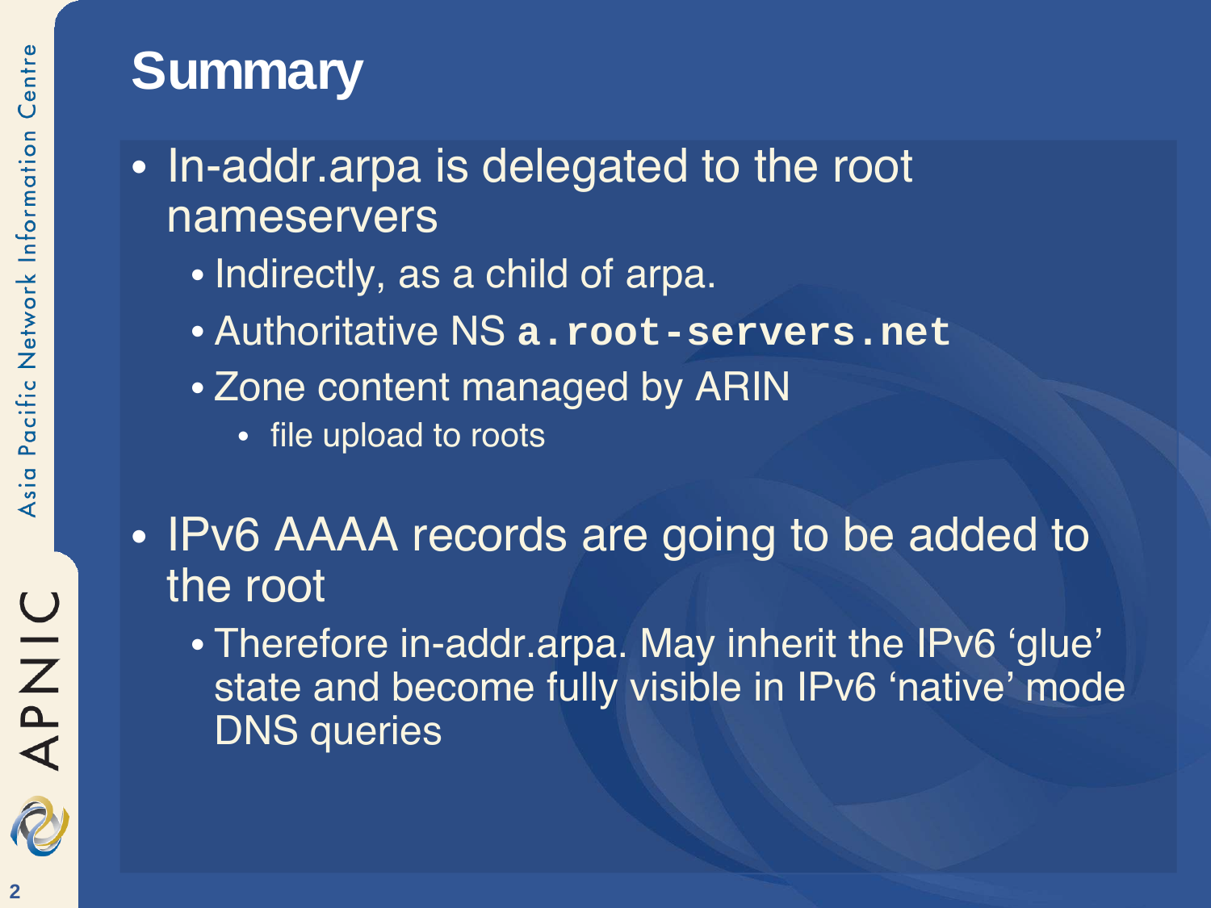# Summary

- In-addr.arpa is delegated to the root nameservers
  - Indirectly, as a child of arpa.
  - Authoritative NS **`a.root-servers.net`**
  - Zone content managed by ARIN
    - file upload to roots
- IPv6 AAAA records are going to be added to the root
  - Therefore in-addr.arpa. May inherit the IPv6 ‘glue’ state and become fully visible in IPv6 ‘native’ mode DNS queries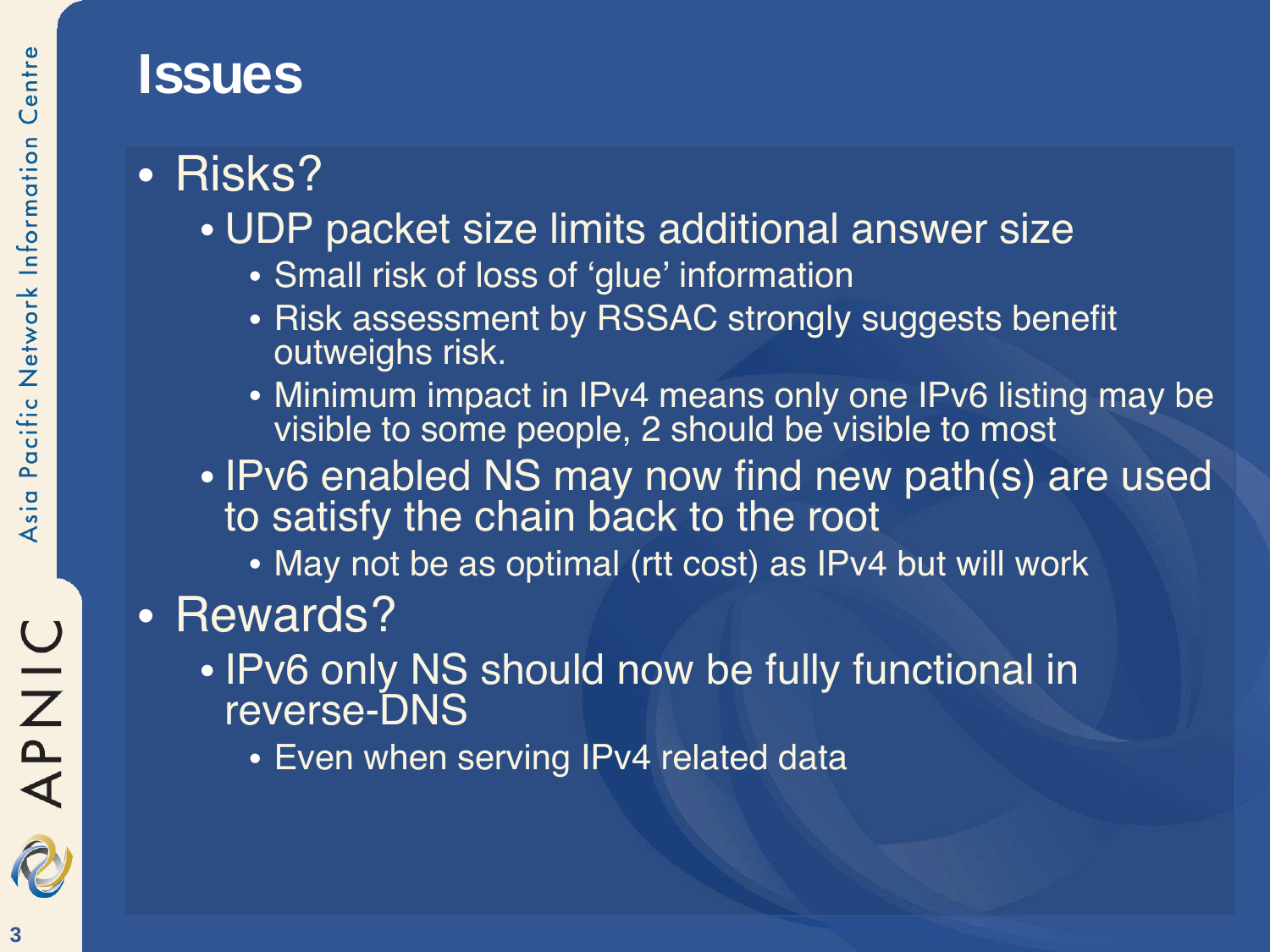# Issues

- Risks?
  - UDP packet size limits additional answer size
    - Small risk of loss of 'glue' information
    - Risk assessment by RSSAC strongly suggests benefit outweighs risk.
    - Minimum impact in IPv4 means only one IPv6 listing may be visible to some people, 2 should be visible to most
  - IPv6 enabled NS may now find new path(s) are used to satisfy the chain back to the root
    - May not be as optimal (rtt cost) as IPv4 but will work
- Rewards?
  - IPv6 only NS should now be fully functional in reverse-DNS
    - Even when serving IPv4 related data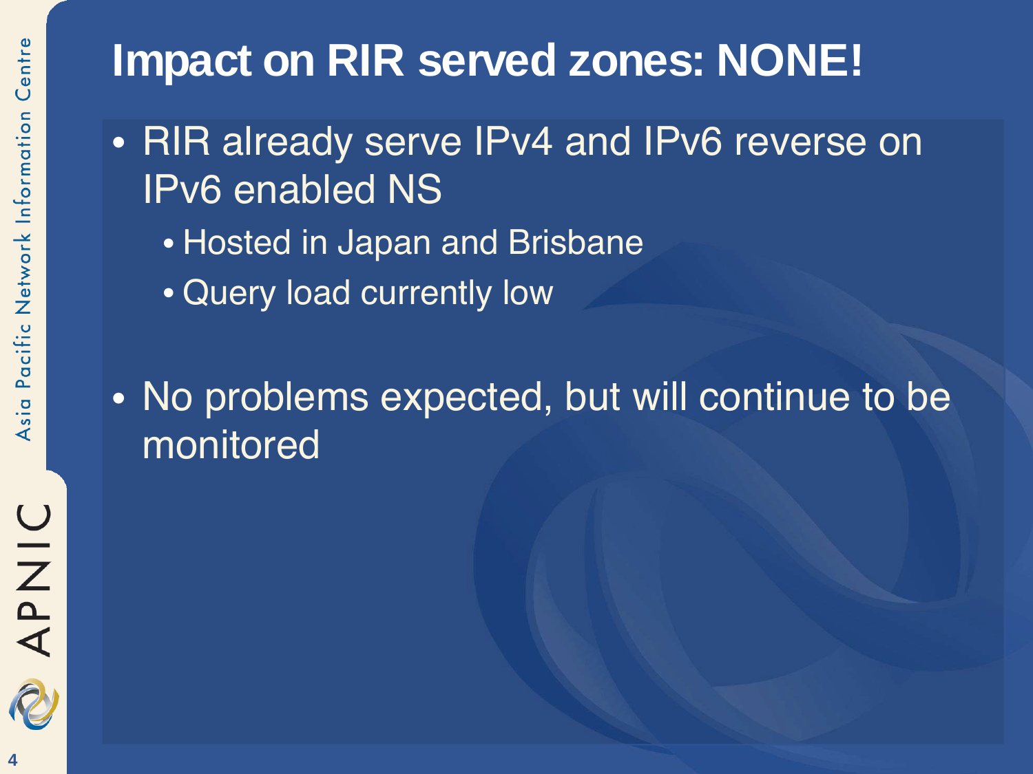# Impact on RIR served zones: NONE!

- RIR already serve IPv4 and IPv6 reverse on IPv6 enabled NS
  - Hosted in Japan and Brisbane
  - Query load currently low

- No problems expected, but will continue to be monitored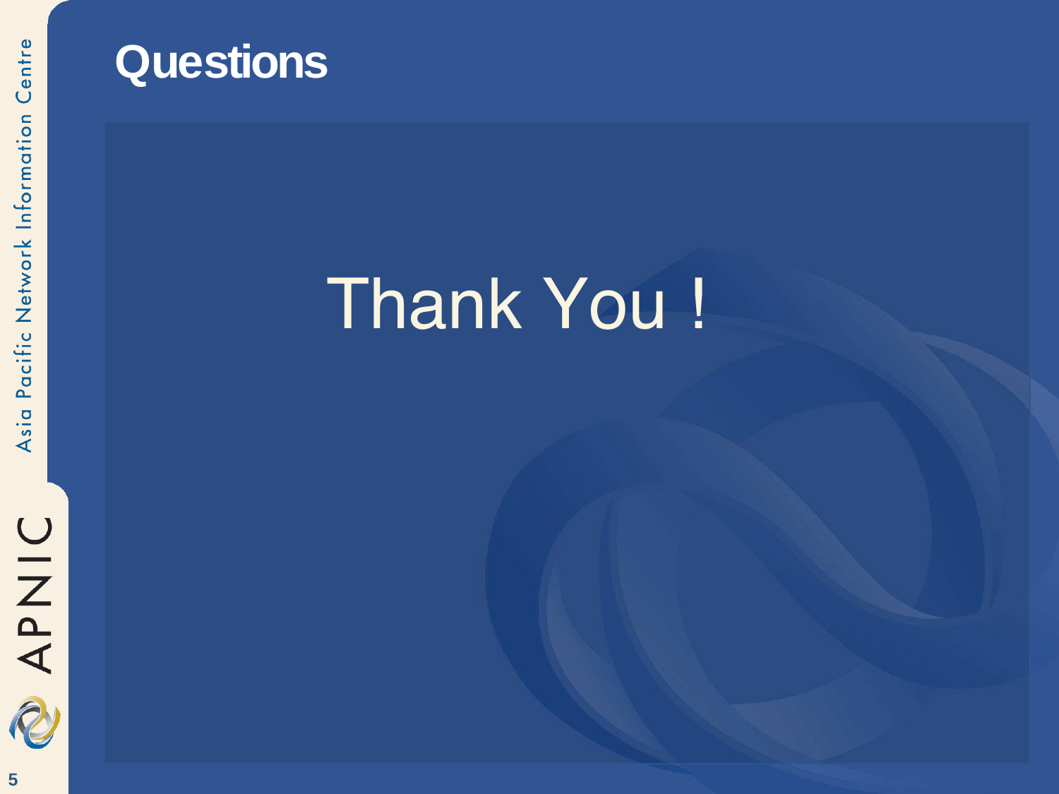# Questions

Thank You !